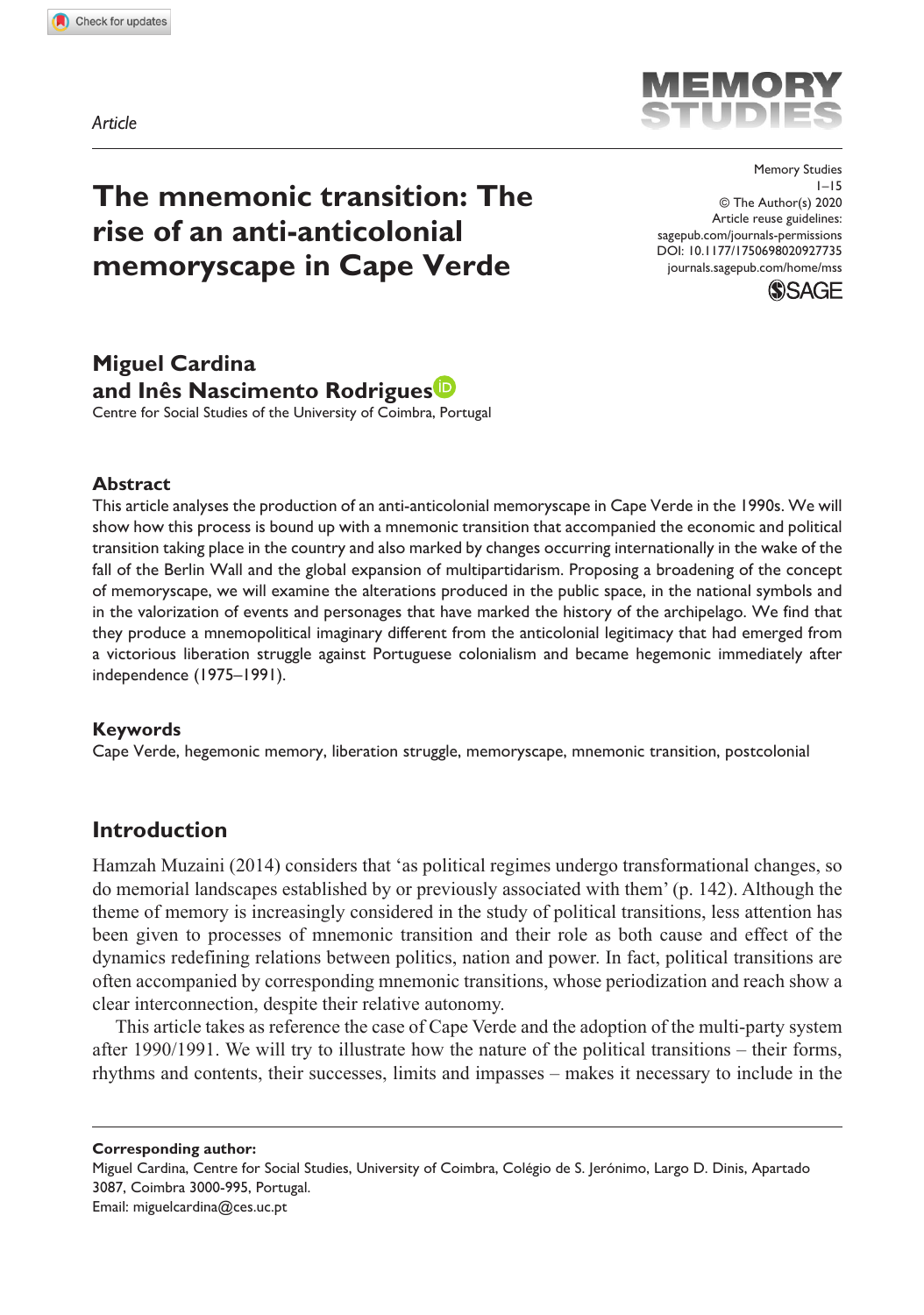*Article*

# The mnemonic transition: The rise of an anti-anticolonial memoryscape in Cape Verde

Memory Studies
© The Author(s) 2020
Article reuse guidelines: sagepub.com/journals-permissions
DOI: 10.1177/1750698020927735
journals.sagepub.com/home/mss

**Miguel Cardina**
**and Inês Nascimento Rodrigues**
Centre for Social Studies of the University of Coimbra, Portugal

## Abstract

This article analyses the production of an anti-anticolonial memoryscape in Cape Verde in the 1990s. We will show how this process is bound up with a mnemonic transition that accompanied the economic and political transition taking place in the country and also marked by changes occurring internationally in the wake of the fall of the Berlin Wall and the global expansion of multipartidarism. Proposing a broadening of the concept of memoryscape, we will examine the alterations produced in the public space, in the national symbols and in the valorization of events and personages that have marked the history of the archipelago. We find that they produce a mnemopolitical imaginary different from the anticolonial legitimacy that had emerged from a victorious liberation struggle against Portuguese colonialism and became hegemonic immediately after independence (1975–1991).

## Keywords

Cape Verde, hegemonic memory, liberation struggle, memoryscape, mnemonic transition, postcolonial

## Introduction

Hamzah Muzaini (2014) considers that 'as political regimes undergo transformational changes, so do memorial landscapes established by or previously associated with them' (p. 142). Although the theme of memory is increasingly considered in the study of political transitions, less attention has been given to processes of mnemonic transition and their role as both cause and effect of the dynamics redefining relations between politics, nation and power. In fact, political transitions are often accompanied by corresponding mnemonic transitions, whose periodization and reach show a clear interconnection, despite their relative autonomy.

This article takes as reference the case of Cape Verde and the adoption of the multi-party system after 1990/1991. We will try to illustrate how the nature of the political transitions – their forms, rhythms and contents, their successes, limits and impasses – makes it necessary to include in the

**Corresponding author:**
Miguel Cardina, Centre for Social Studies, University of Coimbra, Colégio de S. Jerónimo, Largo D. Dinis, Apartado 3087, Coimbra 3000-995, Portugal.
Email: miguelcardina@ces.uc.pt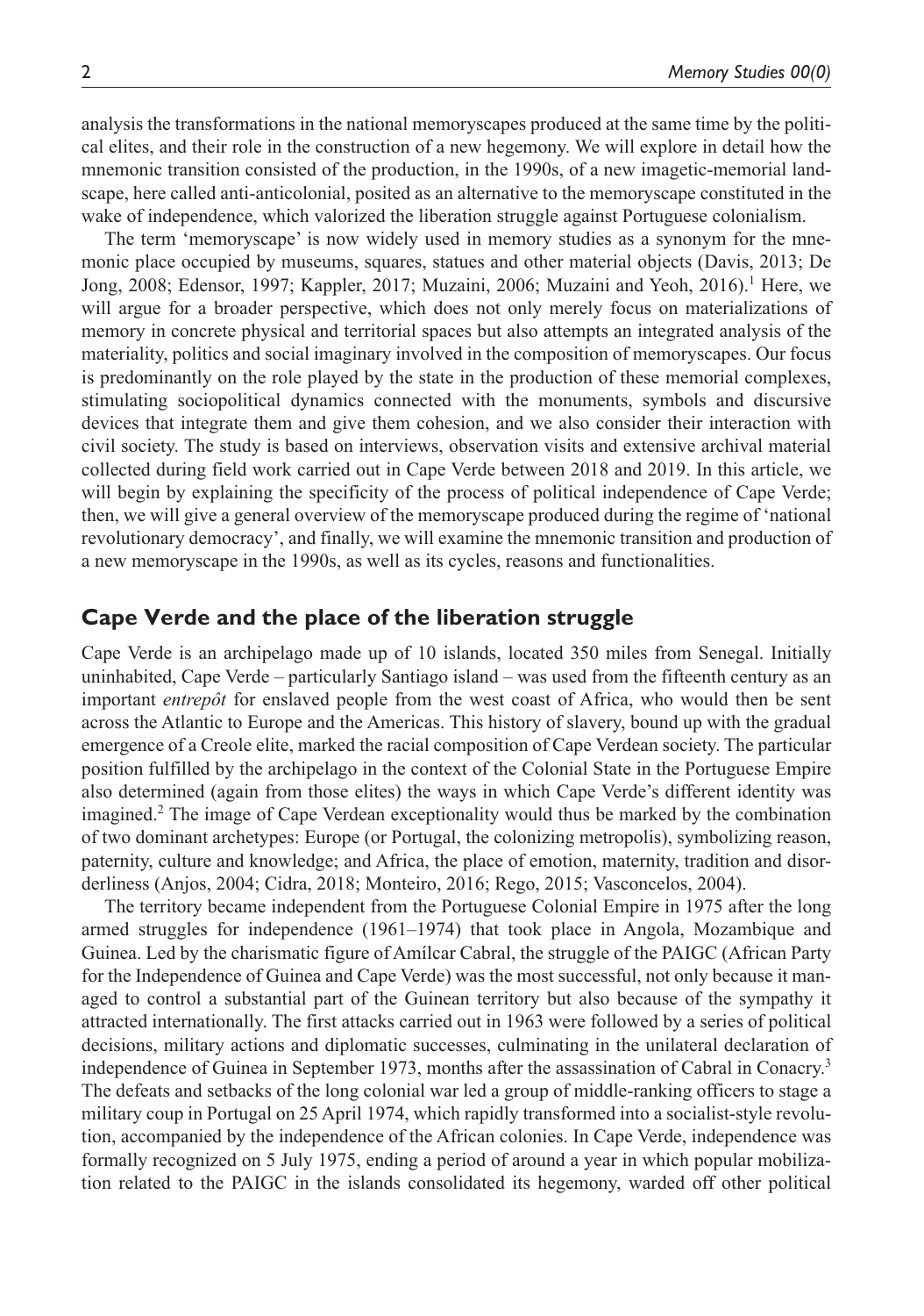analysis the transformations in the national memoryscapes produced at the same time by the political elites, and their role in the construction of a new hegemony. We will explore in detail how the mnemonic transition consisted of the production, in the 1990s, of a new imagetic-memorial landscape, here called anti-anticolonial, posited as an alternative to the memoryscape constituted in the wake of independence, which valorized the liberation struggle against Portuguese colonialism.

The term 'memoryscape' is now widely used in memory studies as a synonym for the mnemonic place occupied by museums, squares, statues and other material objects (Davis, 2013; De Jong, 2008; Edensor, 1997; Kappler, 2017; Muzaini, 2006; Muzaini and Yeoh, 2016).[1] Here, we will argue for a broader perspective, which does not only merely focus on materializations of memory in concrete physical and territorial spaces but also attempts an integrated analysis of the materiality, politics and social imaginary involved in the composition of memoryscapes. Our focus is predominantly on the role played by the state in the production of these memorial complexes, stimulating sociopolitical dynamics connected with the monuments, symbols and discursive devices that integrate them and give them cohesion, and we also consider their interaction with civil society. The study is based on interviews, observation visits and extensive archival material collected during field work carried out in Cape Verde between 2018 and 2019. In this article, we will begin by explaining the specificity of the process of political independence of Cape Verde; then, we will give a general overview of the memoryscape produced during the regime of 'national revolutionary democracy', and finally, we will examine the mnemonic transition and production of a new memoryscape in the 1990s, as well as its cycles, reasons and functionalities.

## Cape Verde and the place of the liberation struggle

Cape Verde is an archipelago made up of 10 islands, located 350 miles from Senegal. Initially uninhabited, Cape Verde – particularly Santiago island – was used from the fifteenth century as an important *entrepôt* for enslaved people from the west coast of Africa, who would then be sent across the Atlantic to Europe and the Americas. This history of slavery, bound up with the gradual emergence of a Creole elite, marked the racial composition of Cape Verdean society. The particular position fulfilled by the archipelago in the context of the Colonial State in the Portuguese Empire also determined (again from those elites) the ways in which Cape Verde's different identity was imagined.[2] The image of Cape Verdean exceptionality would thus be marked by the combination of two dominant archetypes: Europe (or Portugal, the colonizing metropolis), symbolizing reason, paternity, culture and knowledge; and Africa, the place of emotion, maternity, tradition and disorderliness (Anjos, 2004; Cidra, 2018; Monteiro, 2016; Rego, 2015; Vasconcelos, 2004).

The territory became independent from the Portuguese Colonial Empire in 1975 after the long armed struggles for independence (1961–1974) that took place in Angola, Mozambique and Guinea. Led by the charismatic figure of Amílcar Cabral, the struggle of the PAIGC (African Party for the Independence of Guinea and Cape Verde) was the most successful, not only because it managed to control a substantial part of the Guinean territory but also because of the sympathy it attracted internationally. The first attacks carried out in 1963 were followed by a series of political decisions, military actions and diplomatic successes, culminating in the unilateral declaration of independence of Guinea in September 1973, months after the assassination of Cabral in Conacry.[3] The defeats and setbacks of the long colonial war led a group of middle-ranking officers to stage a military coup in Portugal on 25 April 1974, which rapidly transformed into a socialist-style revolution, accompanied by the independence of the African colonies. In Cape Verde, independence was formally recognized on 5 July 1975, ending a period of around a year in which popular mobilization related to the PAIGC in the islands consolidated its hegemony, warded off other political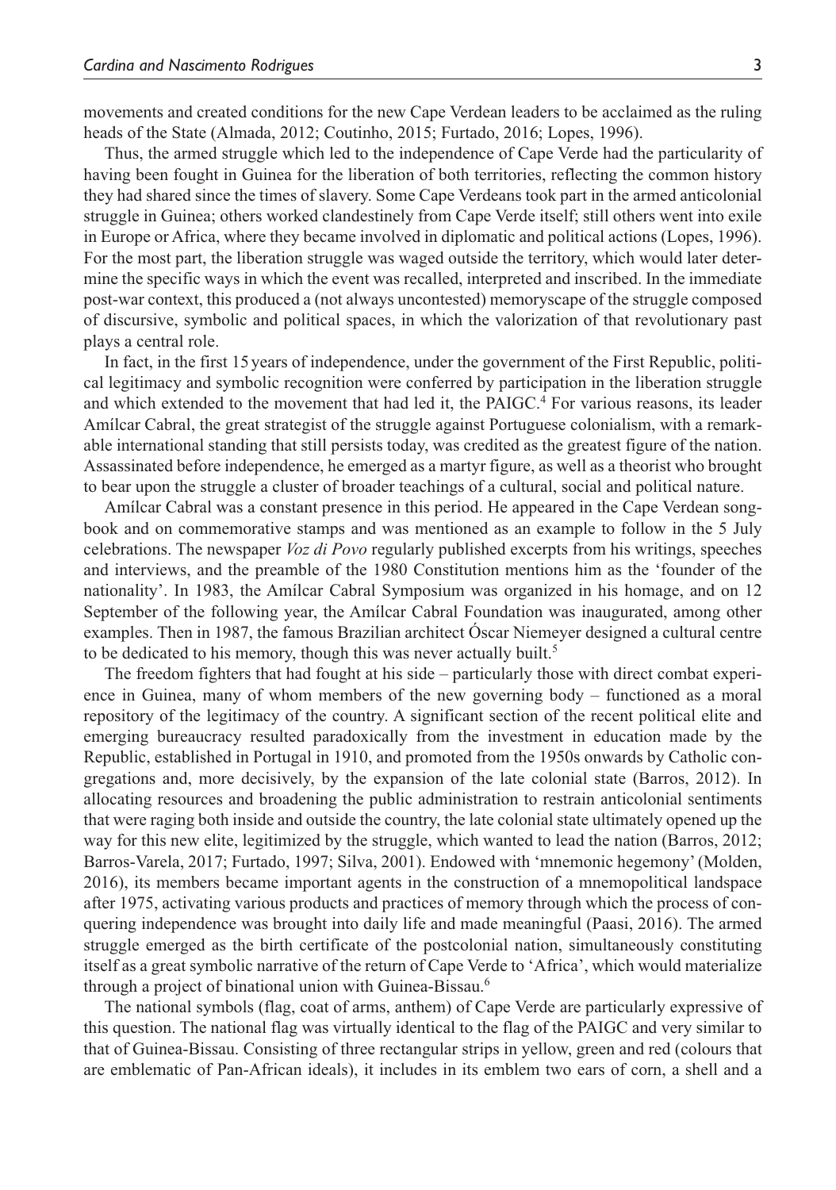movements and created conditions for the new Cape Verdean leaders to be acclaimed as the ruling heads of the State (Almada, 2012; Coutinho, 2015; Furtado, 2016; Lopes, 1996).

Thus, the armed struggle which led to the independence of Cape Verde had the particularity of having been fought in Guinea for the liberation of both territories, reflecting the common history they had shared since the times of slavery. Some Cape Verdeans took part in the armed anticolonial struggle in Guinea; others worked clandestinely from Cape Verde itself; still others went into exile in Europe or Africa, where they became involved in diplomatic and political actions (Lopes, 1996). For the most part, the liberation struggle was waged outside the territory, which would later determine the specific ways in which the event was recalled, interpreted and inscribed. In the immediate post-war context, this produced a (not always uncontested) memoryscape of the struggle composed of discursive, symbolic and political spaces, in which the valorization of that revolutionary past plays a central role.

In fact, in the first 15 years of independence, under the government of the First Republic, political legitimacy and symbolic recognition were conferred by participation in the liberation struggle and which extended to the movement that had led it, the PAIGC.[4] For various reasons, its leader Amílcar Cabral, the great strategist of the struggle against Portuguese colonialism, with a remarkable international standing that still persists today, was credited as the greatest figure of the nation. Assassinated before independence, he emerged as a martyr figure, as well as a theorist who brought to bear upon the struggle a cluster of broader teachings of a cultural, social and political nature.

Amílcar Cabral was a constant presence in this period. He appeared in the Cape Verdean songbook and on commemorative stamps and was mentioned as an example to follow in the 5 July celebrations. The newspaper *Voz di Povo* regularly published excerpts from his writings, speeches and interviews, and the preamble of the 1980 Constitution mentions him as the 'founder of the nationality'. In 1983, the Amílcar Cabral Symposium was organized in his homage, and on 12 September of the following year, the Amílcar Cabral Foundation was inaugurated, among other examples. Then in 1987, the famous Brazilian architect Óscar Niemeyer designed a cultural centre to be dedicated to his memory, though this was never actually built.[5]

The freedom fighters that had fought at his side – particularly those with direct combat experience in Guinea, many of whom members of the new governing body – functioned as a moral repository of the legitimacy of the country. A significant section of the recent political elite and emerging bureaucracy resulted paradoxically from the investment in education made by the Republic, established in Portugal in 1910, and promoted from the 1950s onwards by Catholic congregations and, more decisively, by the expansion of the late colonial state (Barros, 2012). In allocating resources and broadening the public administration to restrain anticolonial sentiments that were raging both inside and outside the country, the late colonial state ultimately opened up the way for this new elite, legitimized by the struggle, which wanted to lead the nation (Barros, 2012; Barros-Varela, 2017; Furtado, 1997; Silva, 2001). Endowed with 'mnemonic hegemony' (Molden, 2016), its members became important agents in the construction of a mnemopolitical landspace after 1975, activating various products and practices of memory through which the process of conquering independence was brought into daily life and made meaningful (Paasi, 2016). The armed struggle emerged as the birth certificate of the postcolonial nation, simultaneously constituting itself as a great symbolic narrative of the return of Cape Verde to 'Africa', which would materialize through a project of binational union with Guinea-Bissau.[6]

The national symbols (flag, coat of arms, anthem) of Cape Verde are particularly expressive of this question. The national flag was virtually identical to the flag of the PAIGC and very similar to that of Guinea-Bissau. Consisting of three rectangular strips in yellow, green and red (colours that are emblematic of Pan-African ideals), it includes in its emblem two ears of corn, a shell and a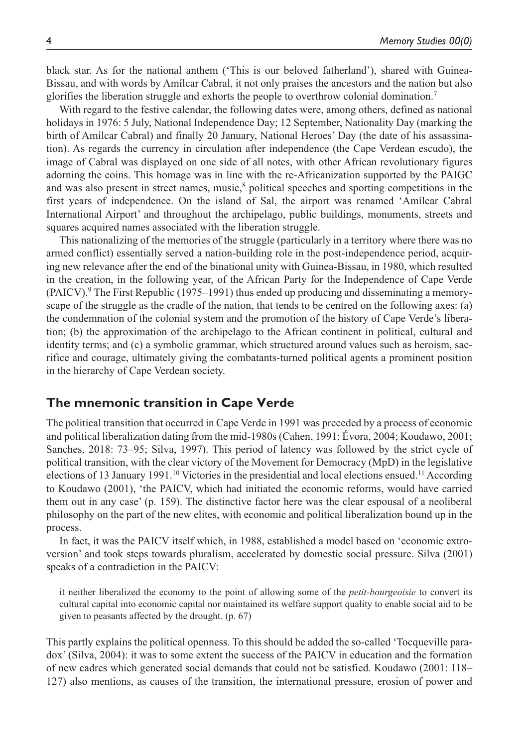black star. As for the national anthem ('This is our beloved fatherland'), shared with Guinea-Bissau, and with words by Amílcar Cabral, it not only praises the ancestors and the nation but also glorifies the liberation struggle and exhorts the people to overthrow colonial domination.[7]

With regard to the festive calendar, the following dates were, among others, defined as national holidays in 1976: 5 July, National Independence Day; 12 September, Nationality Day (marking the birth of Amílcar Cabral) and finally 20 January, National Heroes' Day (the date of his assassination). As regards the currency in circulation after independence (the Cape Verdean escudo), the image of Cabral was displayed on one side of all notes, with other African revolutionary figures adorning the coins. This homage was in line with the re-Africanization supported by the PAIGC and was also present in street names, music,[8] political speeches and sporting competitions in the first years of independence. On the island of Sal, the airport was renamed 'Amílcar Cabral International Airport' and throughout the archipelago, public buildings, monuments, streets and squares acquired names associated with the liberation struggle.

This nationalizing of the memories of the struggle (particularly in a territory where there was no armed conflict) essentially served a nation-building role in the post-independence period, acquiring new relevance after the end of the binational unity with Guinea-Bissau, in 1980, which resulted in the creation, in the following year, of the African Party for the Independence of Cape Verde (PAICV).[9] The First Republic (1975–1991) thus ended up producing and disseminating a memoryscape of the struggle as the cradle of the nation, that tends to be centred on the following axes: (a) the condemnation of the colonial system and the promotion of the history of Cape Verde's liberation; (b) the approximation of the archipelago to the African continent in political, cultural and identity terms; and (c) a symbolic grammar, which structured around values such as heroism, sacrifice and courage, ultimately giving the combatants-turned political agents a prominent position in the hierarchy of Cape Verdean society.

## The mnemonic transition in Cape Verde

The political transition that occurred in Cape Verde in 1991 was preceded by a process of economic and political liberalization dating from the mid-1980s (Cahen, 1991; Évora, 2004; Koudawo, 2001; Sanches, 2018: 73–95; Silva, 1997). This period of latency was followed by the strict cycle of political transition, with the clear victory of the Movement for Democracy (MpD) in the legislative elections of 13 January 1991.[10] Victories in the presidential and local elections ensued.[11] According to Koudawo (2001), 'the PAICV, which had initiated the economic reforms, would have carried them out in any case' (p. 159). The distinctive factor here was the clear espousal of a neoliberal philosophy on the part of the new elites, with economic and political liberalization bound up in the process.

In fact, it was the PAICV itself which, in 1988, established a model based on 'economic extroversion' and took steps towards pluralism, accelerated by domestic social pressure. Silva (2001) speaks of a contradiction in the PAICV:

> it neither liberalized the economy to the point of allowing some of the *petit-bourgeoisie* to convert its cultural capital into economic capital nor maintained its welfare support quality to enable social aid to be given to peasants affected by the drought. (p. 67)

This partly explains the political openness. To this should be added the so-called 'Tocqueville paradox' (Silva, 2004): it was to some extent the success of the PAICV in education and the formation of new cadres which generated social demands that could not be satisfied. Koudawo (2001: 118–127) also mentions, as causes of the transition, the international pressure, erosion of power and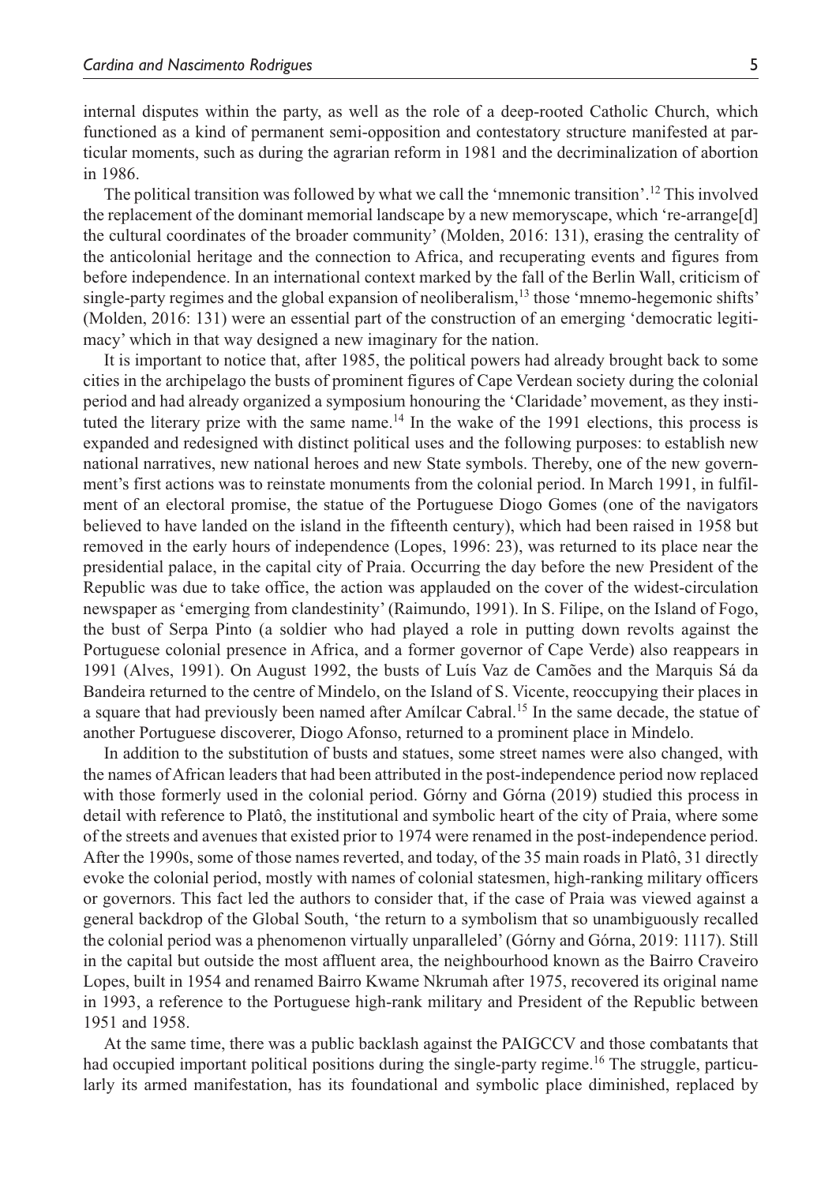internal disputes within the party, as well as the role of a deep-rooted Catholic Church, which functioned as a kind of permanent semi-opposition and contestatory structure manifested at particular moments, such as during the agrarian reform in 1981 and the decriminalization of abortion in 1986.

The political transition was followed by what we call the 'mnemonic transition'.[12] This involved the replacement of the dominant memorial landscape by a new memoryscape, which 're-arrange[d] the cultural coordinates of the broader community' (Molden, 2016: 131), erasing the centrality of the anticolonial heritage and the connection to Africa, and recuperating events and figures from before independence. In an international context marked by the fall of the Berlin Wall, criticism of single-party regimes and the global expansion of neoliberalism,[13] those 'mnemo-hegemonic shifts' (Molden, 2016: 131) were an essential part of the construction of an emerging 'democratic legitimacy' which in that way designed a new imaginary for the nation.

It is important to notice that, after 1985, the political powers had already brought back to some cities in the archipelago the busts of prominent figures of Cape Verdean society during the colonial period and had already organized a symposium honouring the 'Claridade' movement, as they instituted the literary prize with the same name.[14] In the wake of the 1991 elections, this process is expanded and redesigned with distinct political uses and the following purposes: to establish new national narratives, new national heroes and new State symbols. Thereby, one of the new government's first actions was to reinstate monuments from the colonial period. In March 1991, in fulfilment of an electoral promise, the statue of the Portuguese Diogo Gomes (one of the navigators believed to have landed on the island in the fifteenth century), which had been raised in 1958 but removed in the early hours of independence (Lopes, 1996: 23), was returned to its place near the presidential palace, in the capital city of Praia. Occurring the day before the new President of the Republic was due to take office, the action was applauded on the cover of the widest-circulation newspaper as 'emerging from clandestinity' (Raimundo, 1991). In S. Filipe, on the Island of Fogo, the bust of Serpa Pinto (a soldier who had played a role in putting down revolts against the Portuguese colonial presence in Africa, and a former governor of Cape Verde) also reappears in 1991 (Alves, 1991). On August 1992, the busts of Luís Vaz de Camões and the Marquis Sá da Bandeira returned to the centre of Mindelo, on the Island of S. Vicente, reoccupying their places in a square that had previously been named after Amílcar Cabral.[15] In the same decade, the statue of another Portuguese discoverer, Diogo Afonso, returned to a prominent place in Mindelo.

In addition to the substitution of busts and statues, some street names were also changed, with the names of African leaders that had been attributed in the post-independence period now replaced with those formerly used in the colonial period. Górny and Górna (2019) studied this process in detail with reference to Platô, the institutional and symbolic heart of the city of Praia, where some of the streets and avenues that existed prior to 1974 were renamed in the post-independence period. After the 1990s, some of those names reverted, and today, of the 35 main roads in Platô, 31 directly evoke the colonial period, mostly with names of colonial statesmen, high-ranking military officers or governors. This fact led the authors to consider that, if the case of Praia was viewed against a general backdrop of the Global South, 'the return to a symbolism that so unambiguously recalled the colonial period was a phenomenon virtually unparalleled' (Górny and Górna, 2019: 1117). Still in the capital but outside the most affluent area, the neighbourhood known as the Bairro Craveiro Lopes, built in 1954 and renamed Bairro Kwame Nkrumah after 1975, recovered its original name in 1993, a reference to the Portuguese high-rank military and President of the Republic between 1951 and 1958.

At the same time, there was a public backlash against the PAIGCCV and those combatants that had occupied important political positions during the single-party regime.[16] The struggle, particularly its armed manifestation, has its foundational and symbolic place diminished, replaced by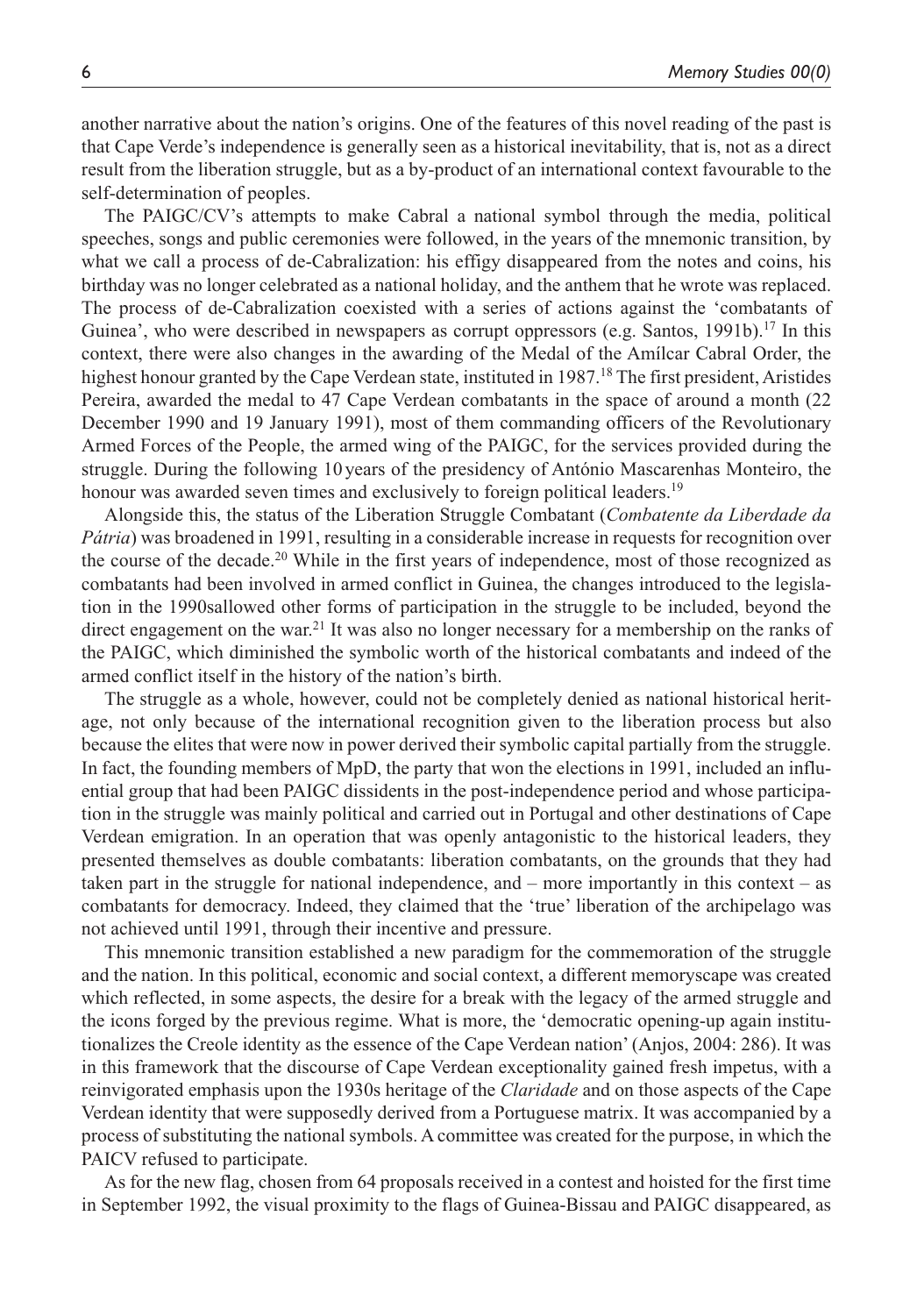another narrative about the nation's origins. One of the features of this novel reading of the past is that Cape Verde's independence is generally seen as a historical inevitability, that is, not as a direct result from the liberation struggle, but as a by-product of an international context favourable to the self-determination of peoples.

The PAIGC/CV's attempts to make Cabral a national symbol through the media, political speeches, songs and public ceremonies were followed, in the years of the mnemonic transition, by what we call a process of de-Cabralization: his effigy disappeared from the notes and coins, his birthday was no longer celebrated as a national holiday, and the anthem that he wrote was replaced. The process of de-Cabralization coexisted with a series of actions against the 'combatants of Guinea', who were described in newspapers as corrupt oppressors (e.g. Santos, 1991b).[17] In this context, there were also changes in the awarding of the Medal of the Amílcar Cabral Order, the highest honour granted by the Cape Verdean state, instituted in 1987.[18] The first president, Aristides Pereira, awarded the medal to 47 Cape Verdean combatants in the space of around a month (22 December 1990 and 19 January 1991), most of them commanding officers of the Revolutionary Armed Forces of the People, the armed wing of the PAIGC, for the services provided during the struggle. During the following 10 years of the presidency of António Mascarenhas Monteiro, the honour was awarded seven times and exclusively to foreign political leaders.[19]

Alongside this, the status of the Liberation Struggle Combatant (*Combatente da Liberdade da Pátria*) was broadened in 1991, resulting in a considerable increase in requests for recognition over the course of the decade.[20] While in the first years of independence, most of those recognized as combatants had been involved in armed conflict in Guinea, the changes introduced to the legislation in the 1990sallowed other forms of participation in the struggle to be included, beyond the direct engagement on the war.[21] It was also no longer necessary for a membership on the ranks of the PAIGC, which diminished the symbolic worth of the historical combatants and indeed of the armed conflict itself in the history of the nation's birth.

The struggle as a whole, however, could not be completely denied as national historical heritage, not only because of the international recognition given to the liberation process but also because the elites that were now in power derived their symbolic capital partially from the struggle. In fact, the founding members of MpD, the party that won the elections in 1991, included an influential group that had been PAIGC dissidents in the post-independence period and whose participation in the struggle was mainly political and carried out in Portugal and other destinations of Cape Verdean emigration. In an operation that was openly antagonistic to the historical leaders, they presented themselves as double combatants: liberation combatants, on the grounds that they had taken part in the struggle for national independence, and – more importantly in this context – as combatants for democracy. Indeed, they claimed that the 'true' liberation of the archipelago was not achieved until 1991, through their incentive and pressure.

This mnemonic transition established a new paradigm for the commemoration of the struggle and the nation. In this political, economic and social context, a different memoryscape was created which reflected, in some aspects, the desire for a break with the legacy of the armed struggle and the icons forged by the previous regime. What is more, the 'democratic opening-up again institutionalizes the Creole identity as the essence of the Cape Verdean nation' (Anjos, 2004: 286). It was in this framework that the discourse of Cape Verdean exceptionality gained fresh impetus, with a reinvigorated emphasis upon the 1930s heritage of the *Claridade* and on those aspects of the Cape Verdean identity that were supposedly derived from a Portuguese matrix. It was accompanied by a process of substituting the national symbols. A committee was created for the purpose, in which the PAICV refused to participate.

As for the new flag, chosen from 64 proposals received in a contest and hoisted for the first time in September 1992, the visual proximity to the flags of Guinea-Bissau and PAIGC disappeared, as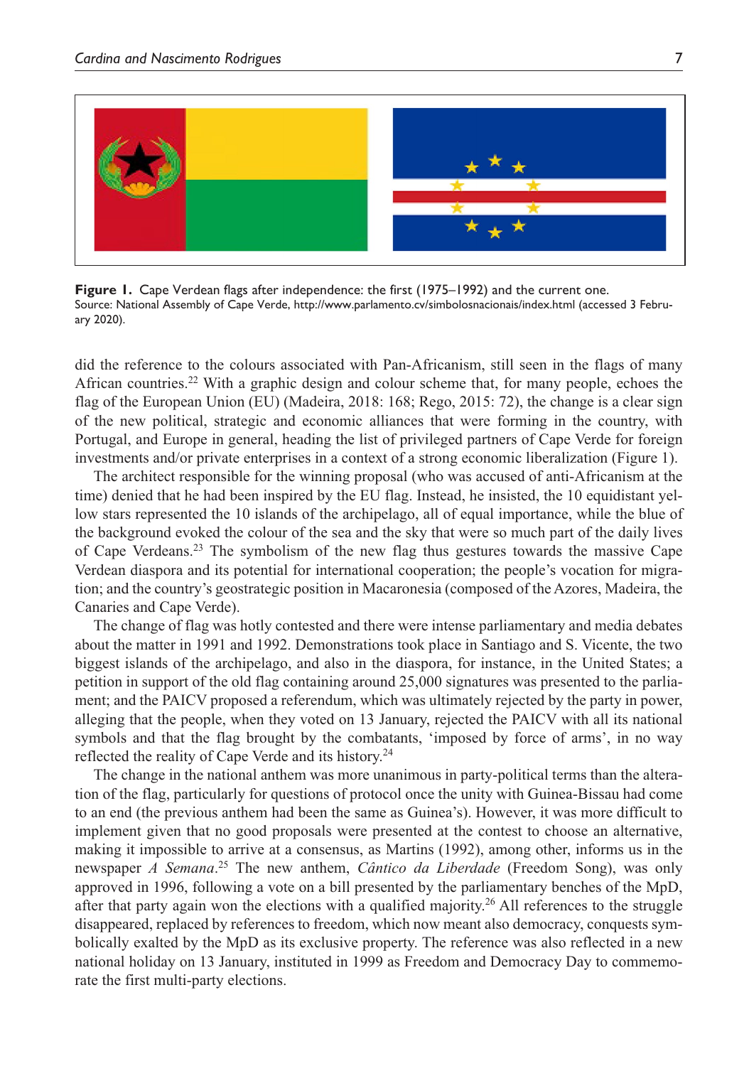**Figure 1.** Cape Verdean flags after independence: the first (1975–1992) and the current one.
Source: National Assembly of Cape Verde, http://www.parlamento.cv/simbolosnacionais/index.html (accessed 3 February 2020).

did the reference to the colours associated with Pan-Africanism, still seen in the flags of many African countries.[22] With a graphic design and colour scheme that, for many people, echoes the flag of the European Union (EU) (Madeira, 2018: 168; Rego, 2015: 72), the change is a clear sign of the new political, strategic and economic alliances that were forming in the country, with Portugal, and Europe in general, heading the list of privileged partners of Cape Verde for foreign investments and/or private enterprises in a context of a strong economic liberalization (Figure 1).

The architect responsible for the winning proposal (who was accused of anti-Africanism at the time) denied that he had been inspired by the EU flag. Instead, he insisted, the 10 equidistant yellow stars represented the 10 islands of the archipelago, all of equal importance, while the blue of the background evoked the colour of the sea and the sky that were so much part of the daily lives of Cape Verdeans.[23] The symbolism of the new flag thus gestures towards the massive Cape Verdean diaspora and its potential for international cooperation; the people's vocation for migration; and the country's geostrategic position in Macaronesia (composed of the Azores, Madeira, the Canaries and Cape Verde).

The change of flag was hotly contested and there were intense parliamentary and media debates about the matter in 1991 and 1992. Demonstrations took place in Santiago and S. Vicente, the two biggest islands of the archipelago, and also in the diaspora, for instance, in the United States; a petition in support of the old flag containing around 25,000 signatures was presented to the parliament; and the PAICV proposed a referendum, which was ultimately rejected by the party in power, alleging that the people, when they voted on 13 January, rejected the PAICV with all its national symbols and that the flag brought by the combatants, 'imposed by force of arms', in no way reflected the reality of Cape Verde and its history.[24]

The change in the national anthem was more unanimous in party-political terms than the alteration of the flag, particularly for questions of protocol once the unity with Guinea-Bissau had come to an end (the previous anthem had been the same as Guinea's). However, it was more difficult to implement given that no good proposals were presented at the contest to choose an alternative, making it impossible to arrive at a consensus, as Martins (1992), among other, informs us in the newspaper *A Semana*.[25] The new anthem, *Cântico da Liberdade* (Freedom Song), was only approved in 1996, following a vote on a bill presented by the parliamentary benches of the MpD, after that party again won the elections with a qualified majority.[26] All references to the struggle disappeared, replaced by references to freedom, which now meant also democracy, conquests symbolically exalted by the MpD as its exclusive property. The reference was also reflected in a new national holiday on 13 January, instituted in 1999 as Freedom and Democracy Day to commemorate the first multi-party elections.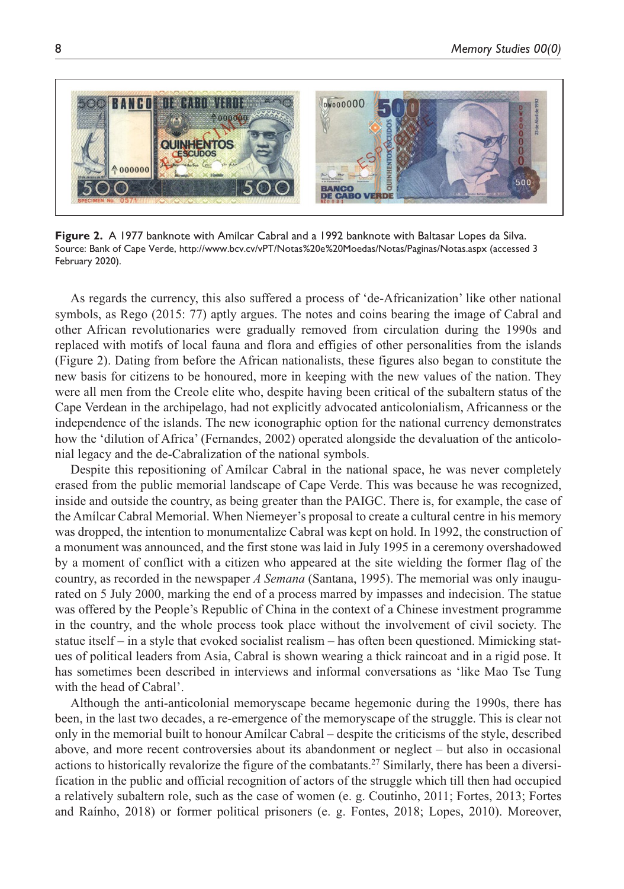**Figure 2.** A 1977 banknote with Amílcar Cabral and a 1992 banknote with Baltasar Lopes da Silva.
Source: Bank of Cape Verde, http://www.bcv.cv/vPT/Notas%20e%20Moedas/Notas/Paginas/Notas.aspx (accessed 3 February 2020).

As regards the currency, this also suffered a process of 'de-Africanization' like other national symbols, as Rego (2015: 77) aptly argues. The notes and coins bearing the image of Cabral and other African revolutionaries were gradually removed from circulation during the 1990s and replaced with motifs of local fauna and flora and effigies of other personalities from the islands (Figure 2). Dating from before the African nationalists, these figures also began to constitute the new basis for citizens to be honoured, more in keeping with the new values of the nation. They were all men from the Creole elite who, despite having been critical of the subaltern status of the Cape Verdean in the archipelago, had not explicitly advocated anticolonialism, Africanness or the independence of the islands. The new iconographic option for the national currency demonstrates how the 'dilution of Africa' (Fernandes, 2002) operated alongside the devaluation of the anticolonial legacy and the de-Cabralization of the national symbols.

Despite this repositioning of Amílcar Cabral in the national space, he was never completely erased from the public memorial landscape of Cape Verde. This was because he was recognized, inside and outside the country, as being greater than the PAIGC. There is, for example, the case of the Amílcar Cabral Memorial. When Niemeyer's proposal to create a cultural centre in his memory was dropped, the intention to monumentalize Cabral was kept on hold. In 1992, the construction of a monument was announced, and the first stone was laid in July 1995 in a ceremony overshadowed by a moment of conflict with a citizen who appeared at the site wielding the former flag of the country, as recorded in the newspaper *A Semana* (Santana, 1995). The memorial was only inaugurated on 5 July 2000, marking the end of a process marred by impasses and indecision. The statue was offered by the People's Republic of China in the context of a Chinese investment programme in the country, and the whole process took place without the involvement of civil society. The statue itself – in a style that evoked socialist realism – has often been questioned. Mimicking statues of political leaders from Asia, Cabral is shown wearing a thick raincoat and in a rigid pose. It has sometimes been described in interviews and informal conversations as 'like Mao Tse Tung with the head of Cabral'.

Although the anti-anticolonial memoryscape became hegemonic during the 1990s, there has been, in the last two decades, a re-emergence of the memoryscape of the struggle. This is clear not only in the memorial built to honour Amílcar Cabral – despite the criticisms of the style, described above, and more recent controversies about its abandonment or neglect – but also in occasional actions to historically revalorize the figure of the combatants.[27] Similarly, there has been a diversification in the public and official recognition of actors of the struggle which till then had occupied a relatively subaltern role, such as the case of women (e. g. Coutinho, 2011; Fortes, 2013; Fortes and Raínho, 2018) or former political prisoners (e. g. Fontes, 2018; Lopes, 2010). Moreover,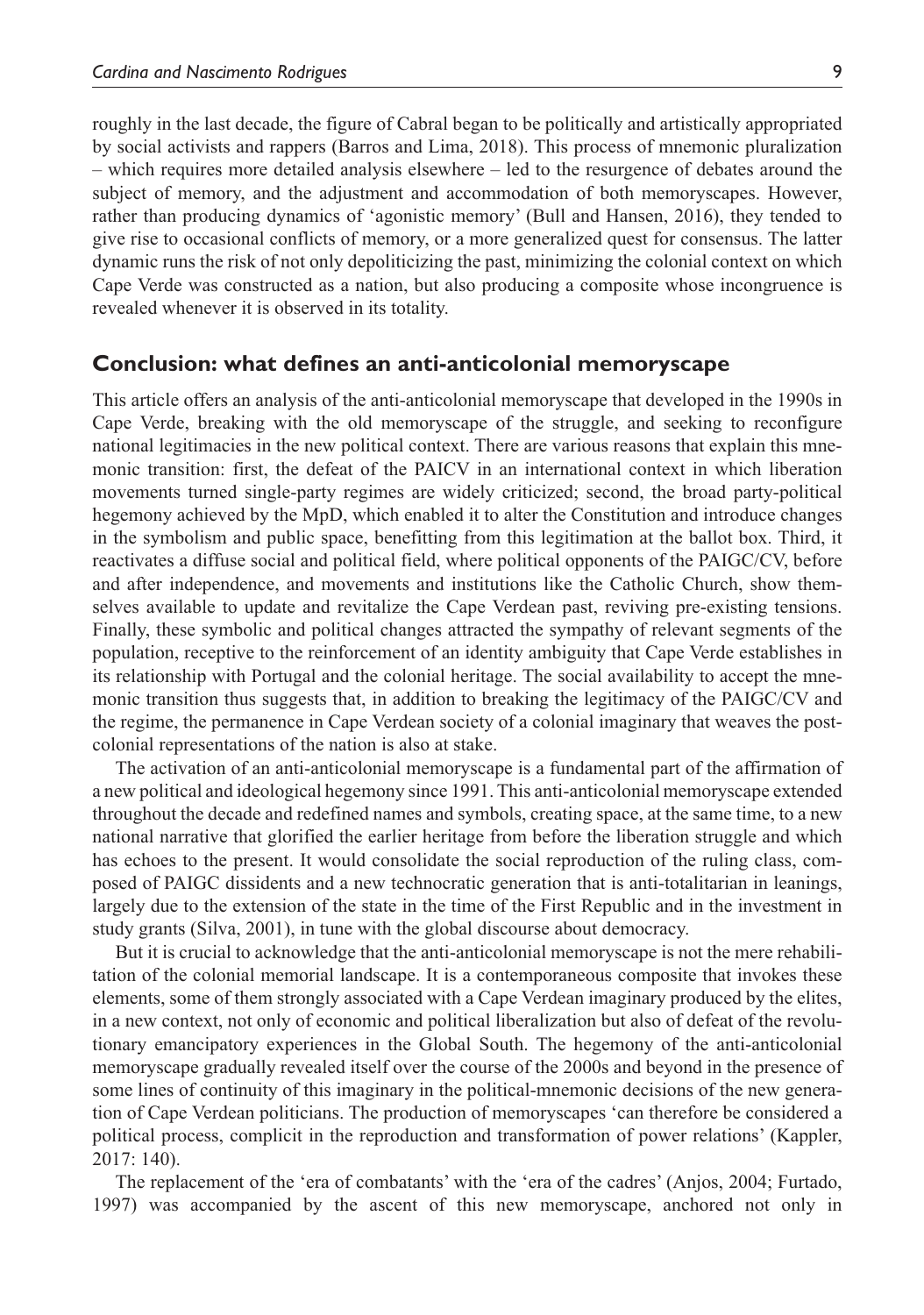roughly in the last decade, the figure of Cabral began to be politically and artistically appropriated by social activists and rappers (Barros and Lima, 2018). This process of mnemonic pluralization – which requires more detailed analysis elsewhere – led to the resurgence of debates around the subject of memory, and the adjustment and accommodation of both memoryscapes. However, rather than producing dynamics of 'agonistic memory' (Bull and Hansen, 2016), they tended to give rise to occasional conflicts of memory, or a more generalized quest for consensus. The latter dynamic runs the risk of not only depoliticizing the past, minimizing the colonial context on which Cape Verde was constructed as a nation, but also producing a composite whose incongruence is revealed whenever it is observed in its totality.

## Conclusion: what defines an anti-anticolonial memoryscape

This article offers an analysis of the anti-anticolonial memoryscape that developed in the 1990s in Cape Verde, breaking with the old memoryscape of the struggle, and seeking to reconfigure national legitimacies in the new political context. There are various reasons that explain this mnemonic transition: first, the defeat of the PAICV in an international context in which liberation movements turned single-party regimes are widely criticized; second, the broad party-political hegemony achieved by the MpD, which enabled it to alter the Constitution and introduce changes in the symbolism and public space, benefitting from this legitimation at the ballot box. Third, it reactivates a diffuse social and political field, where political opponents of the PAIGC/CV, before and after independence, and movements and institutions like the Catholic Church, show themselves available to update and revitalize the Cape Verdean past, reviving pre-existing tensions. Finally, these symbolic and political changes attracted the sympathy of relevant segments of the population, receptive to the reinforcement of an identity ambiguity that Cape Verde establishes in its relationship with Portugal and the colonial heritage. The social availability to accept the mnemonic transition thus suggests that, in addition to breaking the legitimacy of the PAIGC/CV and the regime, the permanence in Cape Verdean society of a colonial imaginary that weaves the post-colonial representations of the nation is also at stake.

The activation of an anti-anticolonial memoryscape is a fundamental part of the affirmation of a new political and ideological hegemony since 1991. This anti-anticolonial memoryscape extended throughout the decade and redefined names and symbols, creating space, at the same time, to a new national narrative that glorified the earlier heritage from before the liberation struggle and which has echoes to the present. It would consolidate the social reproduction of the ruling class, composed of PAIGC dissidents and a new technocratic generation that is anti-totalitarian in leanings, largely due to the extension of the state in the time of the First Republic and in the investment in study grants (Silva, 2001), in tune with the global discourse about democracy.

But it is crucial to acknowledge that the anti-anticolonial memoryscape is not the mere rehabilitation of the colonial memorial landscape. It is a contemporaneous composite that invokes these elements, some of them strongly associated with a Cape Verdean imaginary produced by the elites, in a new context, not only of economic and political liberalization but also of defeat of the revolutionary emancipatory experiences in the Global South. The hegemony of the anti-anticolonial memoryscape gradually revealed itself over the course of the 2000s and beyond in the presence of some lines of continuity of this imaginary in the political-mnemonic decisions of the new generation of Cape Verdean politicians. The production of memoryscapes 'can therefore be considered a political process, complicit in the reproduction and transformation of power relations' (Kappler, 2017: 140).

The replacement of the 'era of combatants' with the 'era of the cadres' (Anjos, 2004; Furtado, 1997) was accompanied by the ascent of this new memoryscape, anchored not only in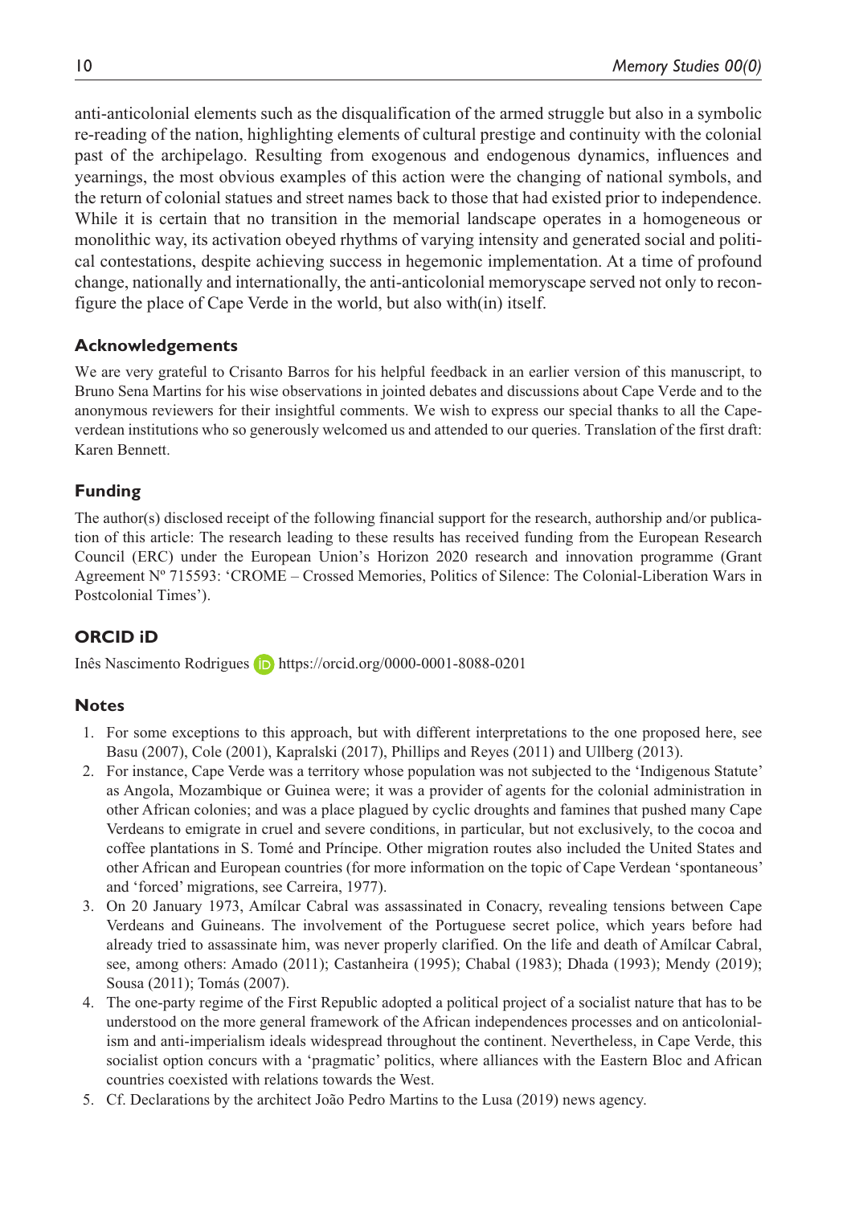anti-anticolonial elements such as the disqualification of the armed struggle but also in a symbolic re-reading of the nation, highlighting elements of cultural prestige and continuity with the colonial past of the archipelago. Resulting from exogenous and endogenous dynamics, influences and yearnings, the most obvious examples of this action were the changing of national symbols, and the return of colonial statues and street names back to those that had existed prior to independence. While it is certain that no transition in the memorial landscape operates in a homogeneous or monolithic way, its activation obeyed rhythms of varying intensity and generated social and political contestations, despite achieving success in hegemonic implementation. At a time of profound change, nationally and internationally, the anti-anticolonial memoryscape served not only to reconfigure the place of Cape Verde in the world, but also with(in) itself.

## Acknowledgements

We are very grateful to Crisanto Barros for his helpful feedback in an earlier version of this manuscript, to Bruno Sena Martins for his wise observations in jointed debates and discussions about Cape Verde and to the anonymous reviewers for their insightful comments. We wish to express our special thanks to all the Capeverdean institutions who so generously welcomed us and attended to our queries. Translation of the first draft: Karen Bennett.

## Funding

The author(s) disclosed receipt of the following financial support for the research, authorship and/or publication of this article: The research leading to these results has received funding from the European Research Council (ERC) under the European Union's Horizon 2020 research and innovation programme (Grant Agreement Nº 715593: 'CROME – Crossed Memories, Politics of Silence: The Colonial-Liberation Wars in Postcolonial Times').

## ORCID iD

Inês Nascimento Rodrigues https://orcid.org/0000-0001-8088-0201

## Notes

1. For some exceptions to this approach, but with different interpretations to the one proposed here, see Basu (2007), Cole (2001), Kapralski (2017), Phillips and Reyes (2011) and Ullberg (2013).
2. For instance, Cape Verde was a territory whose population was not subjected to the 'Indigenous Statute' as Angola, Mozambique or Guinea were; it was a provider of agents for the colonial administration in other African colonies; and was a place plagued by cyclic droughts and famines that pushed many Cape Verdeans to emigrate in cruel and severe conditions, in particular, but not exclusively, to the cocoa and coffee plantations in S. Tomé and Príncipe. Other migration routes also included the United States and other African and European countries (for more information on the topic of Cape Verdean 'spontaneous' and 'forced' migrations, see Carreira, 1977).
3. On 20 January 1973, Amílcar Cabral was assassinated in Conacry, revealing tensions between Cape Verdeans and Guineans. The involvement of the Portuguese secret police, which years before had already tried to assassinate him, was never properly clarified. On the life and death of Amílcar Cabral, see, among others: Amado (2011); Castanheira (1995); Chabal (1983); Dhada (1993); Mendy (2019); Sousa (2011); Tomás (2007).
4. The one-party regime of the First Republic adopted a political project of a socialist nature that has to be understood on the more general framework of the African independences processes and on anticolonialism and anti-imperialism ideals widespread throughout the continent. Nevertheless, in Cape Verde, this socialist option concurs with a 'pragmatic' politics, where alliances with the Eastern Bloc and African countries coexisted with relations towards the West.
5. Cf. Declarations by the architect João Pedro Martins to the Lusa (2019) news agency.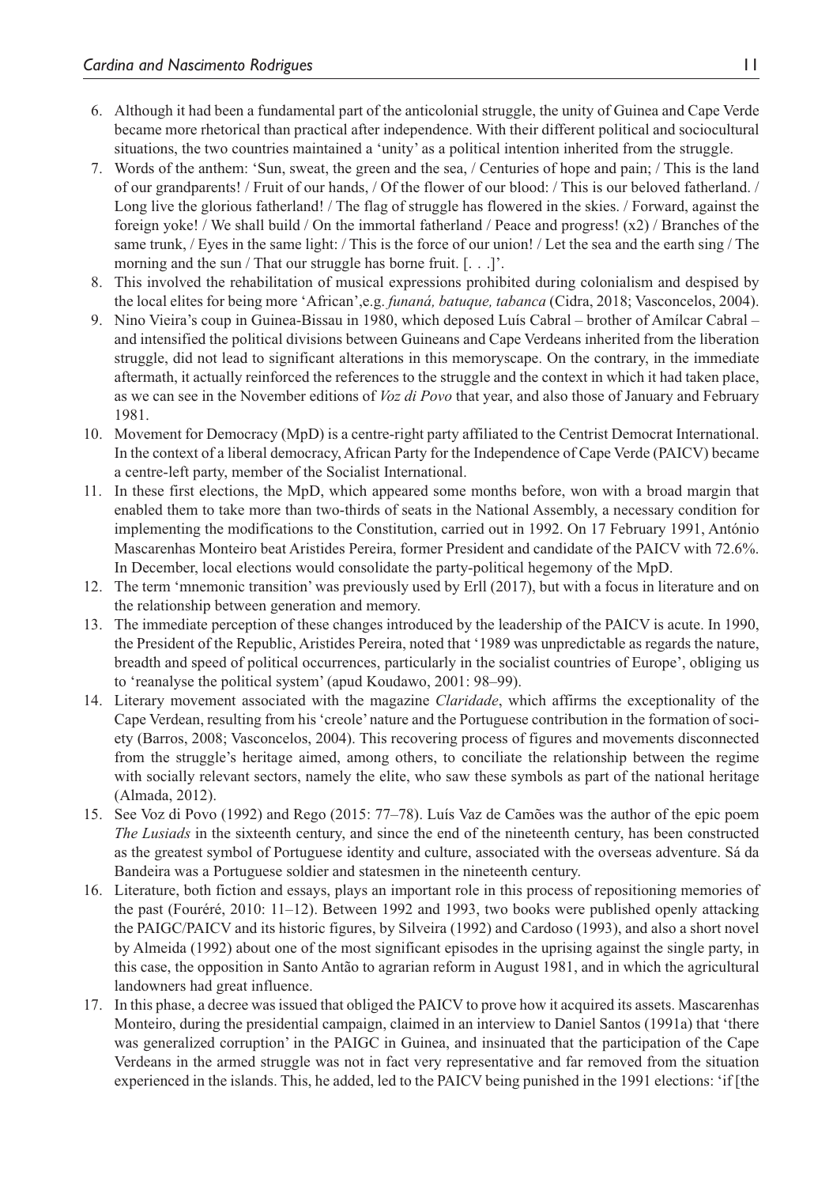6. Although it had been a fundamental part of the anticolonial struggle, the unity of Guinea and Cape Verde became more rhetorical than practical after independence. With their different political and sociocultural situations, the two countries maintained a 'unity' as a political intention inherited from the struggle.
7. Words of the anthem: 'Sun, sweat, the green and the sea, / Centuries of hope and pain; / This is the land of our grandparents! / Fruit of our hands, / Of the flower of our blood: / This is our beloved fatherland. / Long live the glorious fatherland! / The flag of struggle has flowered in the skies. / Forward, against the foreign yoke! / We shall build / On the immortal fatherland / Peace and progress! (x2) / Branches of the same trunk, / Eyes in the same light: / This is the force of our union! / Let the sea and the earth sing / The morning and the sun / That our struggle has borne fruit. [. . .]'.
8. This involved the rehabilitation of musical expressions prohibited during colonialism and despised by the local elites for being more 'African',e.g. *funaná, batuque, tabanca* (Cidra, 2018; Vasconcelos, 2004).
9. Nino Vieira's coup in Guinea-Bissau in 1980, which deposed Luís Cabral – brother of Amílcar Cabral – and intensified the political divisions between Guineans and Cape Verdeans inherited from the liberation struggle, did not lead to significant alterations in this memoryscape. On the contrary, in the immediate aftermath, it actually reinforced the references to the struggle and the context in which it had taken place, as we can see in the November editions of *Voz di Povo* that year, and also those of January and February 1981.
10. Movement for Democracy (MpD) is a centre-right party affiliated to the Centrist Democrat International. In the context of a liberal democracy, African Party for the Independence of Cape Verde (PAICV) became a centre-left party, member of the Socialist International.
11. In these first elections, the MpD, which appeared some months before, won with a broad margin that enabled them to take more than two-thirds of seats in the National Assembly, a necessary condition for implementing the modifications to the Constitution, carried out in 1992. On 17 February 1991, António Mascarenhas Monteiro beat Aristides Pereira, former President and candidate of the PAICV with 72.6%. In December, local elections would consolidate the party-political hegemony of the MpD.
12. The term 'mnemonic transition' was previously used by Erll (2017), but with a focus in literature and on the relationship between generation and memory.
13. The immediate perception of these changes introduced by the leadership of the PAICV is acute. In 1990, the President of the Republic, Aristides Pereira, noted that '1989 was unpredictable as regards the nature, breadth and speed of political occurrences, particularly in the socialist countries of Europe', obliging us to 'reanalyse the political system' (apud Koudawo, 2001: 98–99).
14. Literary movement associated with the magazine *Claridade*, which affirms the exceptionality of the Cape Verdean, resulting from his 'creole' nature and the Portuguese contribution in the formation of society (Barros, 2008; Vasconcelos, 2004). This recovering process of figures and movements disconnected from the struggle's heritage aimed, among others, to conciliate the relationship between the regime with socially relevant sectors, namely the elite, who saw these symbols as part of the national heritage (Almada, 2012).
15. See Voz di Povo (1992) and Rego (2015: 77–78). Luís Vaz de Camões was the author of the epic poem *The Lusiads* in the sixteenth century, and since the end of the nineteenth century, has been constructed as the greatest symbol of Portuguese identity and culture, associated with the overseas adventure. Sá da Bandeira was a Portuguese soldier and statesmen in the nineteenth century.
16. Literature, both fiction and essays, plays an important role in this process of repositioning memories of the past (Fouréré, 2010: 11–12). Between 1992 and 1993, two books were published openly attacking the PAIGC/PAICV and its historic figures, by Silveira (1992) and Cardoso (1993), and also a short novel by Almeida (1992) about one of the most significant episodes in the uprising against the single party, in this case, the opposition in Santo Antão to agrarian reform in August 1981, and in which the agricultural landowners had great influence.
17. In this phase, a decree was issued that obliged the PAICV to prove how it acquired its assets. Mascarenhas Monteiro, during the presidential campaign, claimed in an interview to Daniel Santos (1991a) that 'there was generalized corruption' in the PAIGC in Guinea, and insinuated that the participation of the Cape Verdeans in the armed struggle was not in fact very representative and far removed from the situation experienced in the islands. This, he added, led to the PAICV being punished in the 1991 elections: 'if [the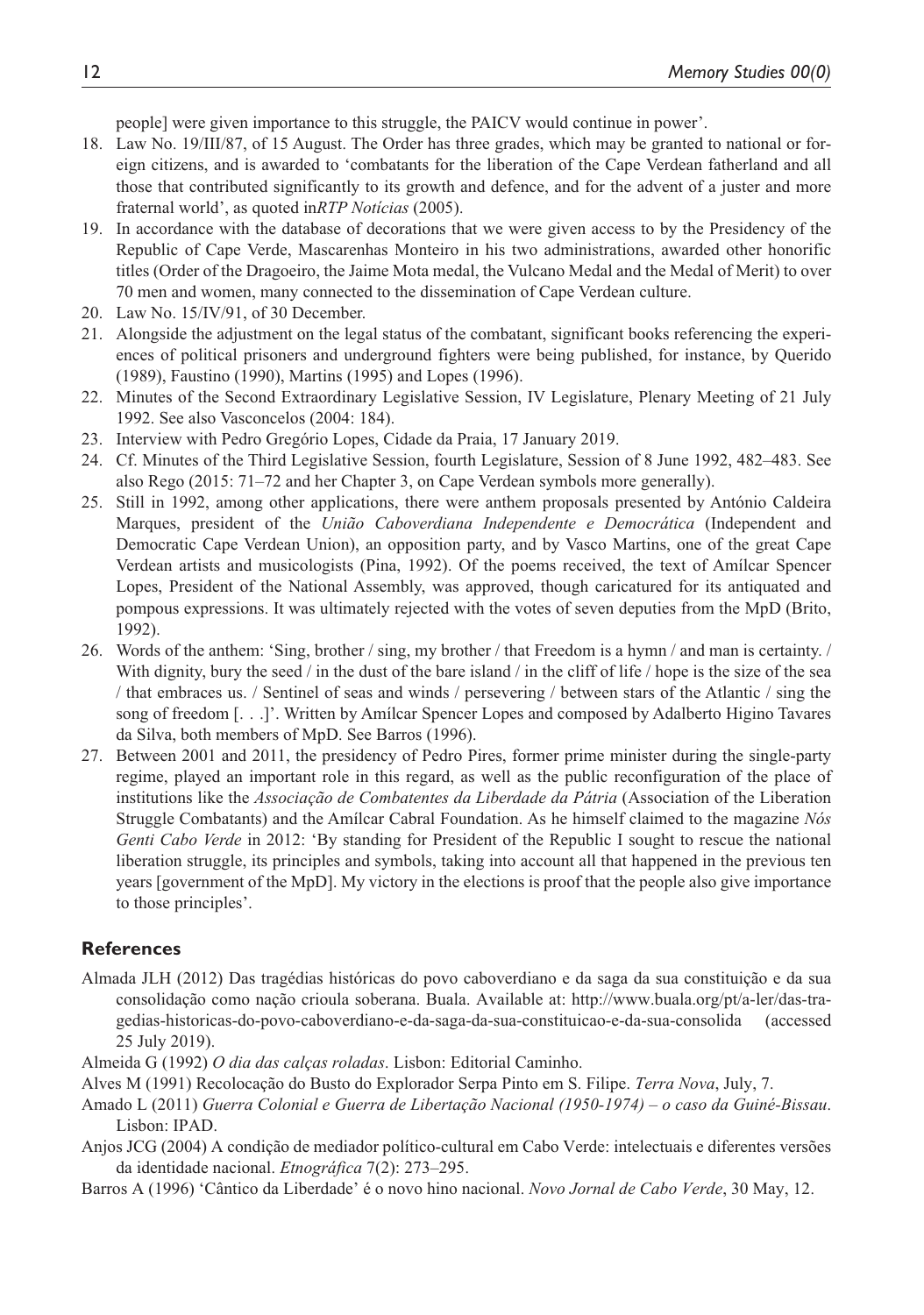people] were given importance to this struggle, the PAICV would continue in power'.

18. Law No. 19/III/87, of 15 August. The Order has three grades, which may be granted to national or foreign citizens, and is awarded to 'combatants for the liberation of the Cape Verdean fatherland and all those that contributed significantly to its growth and defence, and for the advent of a juster and more fraternal world', as quoted in*RTP Notícias* (2005).
19. In accordance with the database of decorations that we were given access to by the Presidency of the Republic of Cape Verde, Mascarenhas Monteiro in his two administrations, awarded other honorific titles (Order of the Dragoeiro, the Jaime Mota medal, the Vulcano Medal and the Medal of Merit) to over 70 men and women, many connected to the dissemination of Cape Verdean culture.
20. Law No. 15/IV/91, of 30 December.
21. Alongside the adjustment on the legal status of the combatant, significant books referencing the experiences of political prisoners and underground fighters were being published, for instance, by Querido (1989), Faustino (1990), Martins (1995) and Lopes (1996).
22. Minutes of the Second Extraordinary Legislative Session, IV Legislature, Plenary Meeting of 21 July 1992. See also Vasconcelos (2004: 184).
23. Interview with Pedro Gregório Lopes, Cidade da Praia, 17 January 2019.
24. Cf. Minutes of the Third Legislative Session, fourth Legislature, Session of 8 June 1992, 482–483. See also Rego (2015: 71–72 and her Chapter 3, on Cape Verdean symbols more generally).
25. Still in 1992, among other applications, there were anthem proposals presented by António Caldeira Marques, president of the *União Caboverdiana Independente e Democrática* (Independent and Democratic Cape Verdean Union), an opposition party, and by Vasco Martins, one of the great Cape Verdean artists and musicologists (Pina, 1992). Of the poems received, the text of Amílcar Spencer Lopes, President of the National Assembly, was approved, though caricatured for its antiquated and pompous expressions. It was ultimately rejected with the votes of seven deputies from the MpD (Brito, 1992).
26. Words of the anthem: 'Sing, brother / sing, my brother / that Freedom is a hymn / and man is certainty. / With dignity, bury the seed / in the dust of the bare island / in the cliff of life / hope is the size of the sea / that embraces us. / Sentinel of seas and winds / persevering / between stars of the Atlantic / sing the song of freedom [. . .]'. Written by Amílcar Spencer Lopes and composed by Adalberto Higino Tavares da Silva, both members of MpD. See Barros (1996).
27. Between 2001 and 2011, the presidency of Pedro Pires, former prime minister during the single-party regime, played an important role in this regard, as well as the public reconfiguration of the place of institutions like the *Associação de Combatentes da Liberdade da Pátria* (Association of the Liberation Struggle Combatants) and the Amílcar Cabral Foundation. As he himself claimed to the magazine *Nós Genti Cabo Verde* in 2012: 'By standing for President of the Republic I sought to rescue the national liberation struggle, its principles and symbols, taking into account all that happened in the previous ten years [government of the MpD]. My victory in the elections is proof that the people also give importance to those principles'.

## References

Almada JLH (2012) Das tragédias históricas do povo caboverdiano e da saga da sua constituição e da sua consolidação como nação crioula soberana. Buala. Available at: http://www.buala.org/pt/a-ler/das-tragedias-historicas-do-povo-caboverdiano-e-da-saga-da-sua-constituicao-e-da-sua-consolida (accessed 25 July 2019).

Almeida G (1992) *O dia das calças roladas*. Lisbon: Editorial Caminho.

Alves M (1991) Recolocação do Busto do Explorador Serpa Pinto em S. Filipe. *Terra Nova*, July, 7.

Amado L (2011) *Guerra Colonial e Guerra de Libertação Nacional (1950-1974) – o caso da Guiné-Bissau*. Lisbon: IPAD.

Anjos JCG (2004) A condição de mediador político-cultural em Cabo Verde: intelectuais e diferentes versões da identidade nacional. *Etnográfica* 7(2): 273–295.

Barros A (1996) 'Cântico da Liberdade' é o novo hino nacional. *Novo Jornal de Cabo Verde*, 30 May, 12.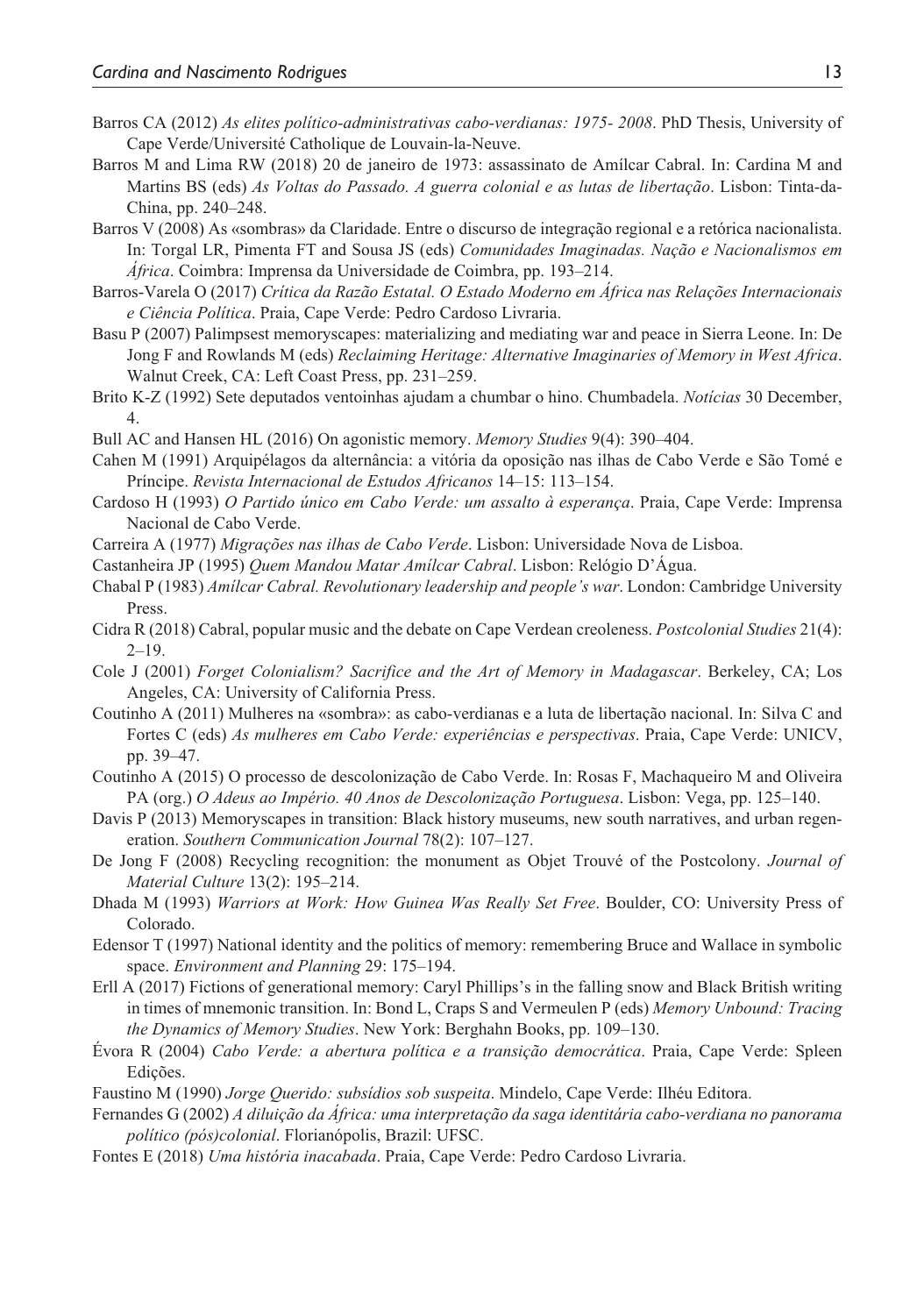Barros CA (2012) *As elites político-administrativas cabo-verdianas: 1975- 2008*. PhD Thesis, University of Cape Verde/Université Catholique de Louvain-la-Neuve.

Barros M and Lima RW (2018) 20 de janeiro de 1973: assassinato de Amílcar Cabral. In: Cardina M and Martins BS (eds) *As Voltas do Passado. A guerra colonial e as lutas de libertação*. Lisbon: Tinta-da-China, pp. 240–248.

Barros V (2008) As «sombras» da Claridade. Entre o discurso de integração regional e a retórica nacionalista. In: Torgal LR, Pimenta FT and Sousa JS (eds) *Comunidades Imaginadas. Nação e Nacionalismos em África*. Coimbra: Imprensa da Universidade de Coimbra, pp. 193–214.

Barros-Varela O (2017) *Crítica da Razão Estatal. O Estado Moderno em África nas Relações Internacionais e Ciência Política*. Praia, Cape Verde: Pedro Cardoso Livraria.

Basu P (2007) Palimpsest memoryscapes: materializing and mediating war and peace in Sierra Leone. In: De Jong F and Rowlands M (eds) *Reclaiming Heritage: Alternative Imaginaries of Memory in West Africa*. Walnut Creek, CA: Left Coast Press, pp. 231–259.

Brito K-Z (1992) Sete deputados ventoinhas ajudam a chumbar o hino. Chumbadela. *Notícias* 30 December, 4.

Bull AC and Hansen HL (2016) On agonistic memory. *Memory Studies* 9(4): 390–404.

Cahen M (1991) Arquipélagos da alternância: a vitória da oposição nas ilhas de Cabo Verde e São Tomé e Príncipe. *Revista Internacional de Estudos Africanos* 14–15: 113–154.

Cardoso H (1993) *O Partido único em Cabo Verde: um assalto à esperança*. Praia, Cape Verde: Imprensa Nacional de Cabo Verde.

Carreira A (1977) *Migrações nas ilhas de Cabo Verde*. Lisbon: Universidade Nova de Lisboa.

Castanheira JP (1995) *Quem Mandou Matar Amílcar Cabral*. Lisbon: Relógio D'Água.

Chabal P (1983) *Amílcar Cabral. Revolutionary leadership and people's war*. London: Cambridge University Press.

Cidra R (2018) Cabral, popular music and the debate on Cape Verdean creoleness. *Postcolonial Studies* 21(4): 2–19.

Cole J (2001) *Forget Colonialism? Sacrifice and the Art of Memory in Madagascar*. Berkeley, CA; Los Angeles, CA: University of California Press.

Coutinho A (2011) Mulheres na «sombra»: as cabo-verdianas e a luta de libertação nacional. In: Silva C and Fortes C (eds) *As mulheres em Cabo Verde: experiências e perspectivas*. Praia, Cape Verde: UNICV, pp. 39–47.

Coutinho A (2015) O processo de descolonização de Cabo Verde. In: Rosas F, Machaqueiro M and Oliveira PA (org.) *O Adeus ao Império. 40 Anos de Descolonização Portuguesa*. Lisbon: Vega, pp. 125–140.

Davis P (2013) Memoryscapes in transition: Black history museums, new south narratives, and urban regeneration. *Southern Communication Journal* 78(2): 107–127.

De Jong F (2008) Recycling recognition: the monument as Objet Trouvé of the Postcolony. *Journal of Material Culture* 13(2): 195–214.

Dhada M (1993) *Warriors at Work: How Guinea Was Really Set Free*. Boulder, CO: University Press of Colorado.

Edensor T (1997) National identity and the politics of memory: remembering Bruce and Wallace in symbolic space. *Environment and Planning* 29: 175–194.

Erll A (2017) Fictions of generational memory: Caryl Phillips's in the falling snow and Black British writing in times of mnemonic transition. In: Bond L, Craps S and Vermeulen P (eds) *Memory Unbound: Tracing the Dynamics of Memory Studies*. New York: Berghahn Books, pp. 109–130.

Évora R (2004) *Cabo Verde: a abertura política e a transição democrática*. Praia, Cape Verde: Spleen Edições.

Faustino M (1990) *Jorge Querido: subsídios sob suspeita*. Mindelo, Cape Verde: Ilhéu Editora.

Fernandes G (2002) *A diluição da África: uma interpretação da saga identitária cabo-verdiana no panorama político (pós)colonial*. Florianópolis, Brazil: UFSC.

Fontes E (2018) *Uma história inacabada*. Praia, Cape Verde: Pedro Cardoso Livraria.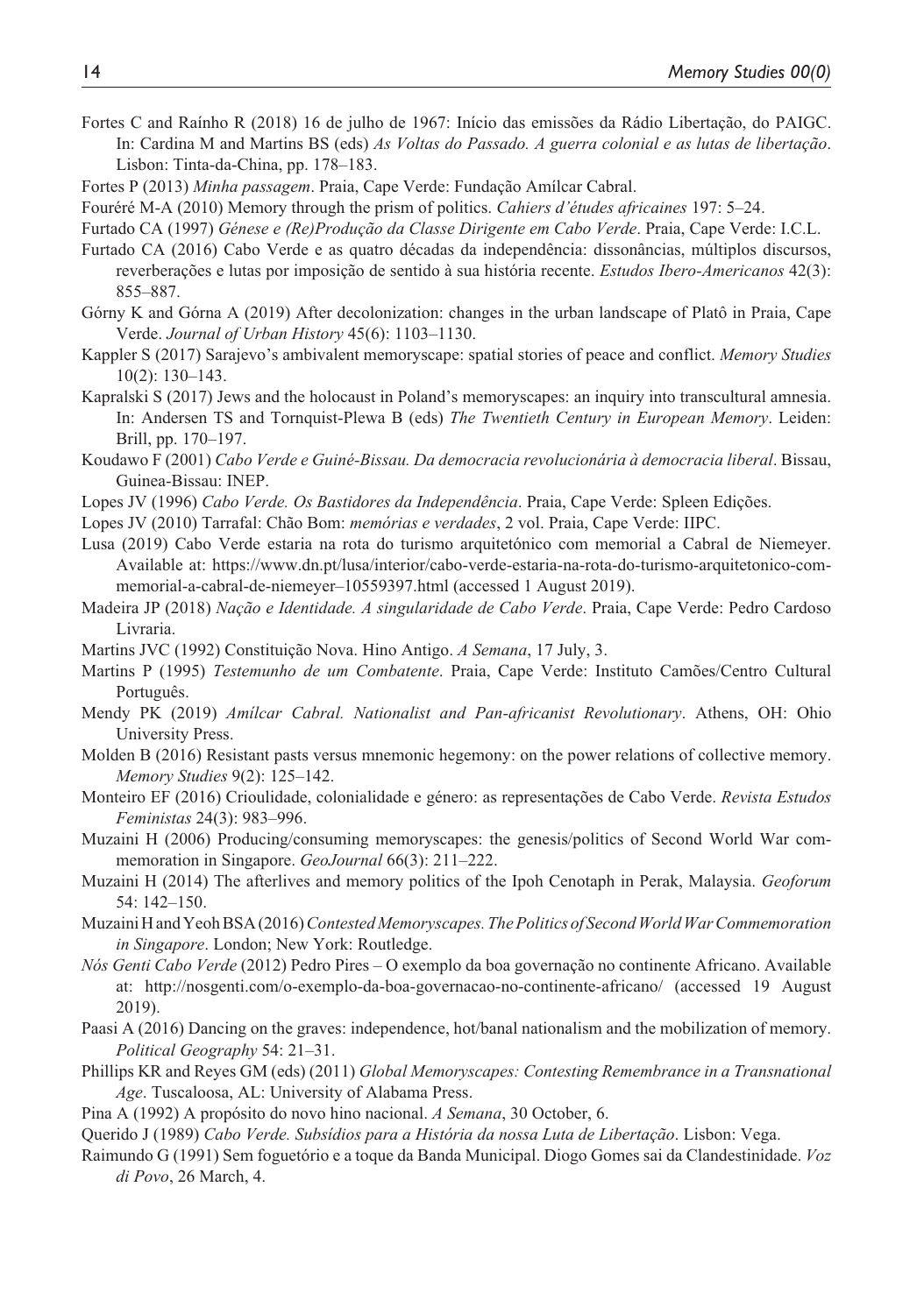Fortes C and Raínho R (2018) 16 de julho de 1967: Início das emissões da Rádio Libertação, do PAIGC. In: Cardina M and Martins BS (eds) *As Voltas do Passado. A guerra colonial e as lutas de libertação*. Lisbon: Tinta-da-China, pp. 178–183.

Fortes P (2013) *Minha passagem*. Praia, Cape Verde: Fundação Amílcar Cabral.

Fouéré M-A (2010) Memory through the prism of politics. *Cahiers d'études africaines* 197: 5–24.

Furtado CA (1997) *Génese e (Re)Produção da Classe Dirigente em Cabo Verde*. Praia, Cape Verde: I.C.L.

Furtado CA (2016) Cabo Verde e as quatro décadas da independência: dissonâncias, múltiplos discursos, reverberações e lutas por imposição de sentido à sua história recente. *Estudos Ibero-Americanos* 42(3): 855–887.

Górny K and Górna A (2019) After decolonization: changes in the urban landscape of Platô in Praia, Cape Verde. *Journal of Urban History* 45(6): 1103–1130.

Kappler S (2017) Sarajevo's ambivalent memoryscape: spatial stories of peace and conflict. *Memory Studies* 10(2): 130–143.

Kapralski S (2017) Jews and the holocaust in Poland's memoryscapes: an inquiry into transcultural amnesia. In: Andersen TS and Tornquist-Plewa B (eds) *The Twentieth Century in European Memory*. Leiden: Brill, pp. 170–197.

Koudawo F (2001) *Cabo Verde e Guiné-Bissau. Da democracia revolucionária à democracia liberal*. Bissau, Guinea-Bissau: INEP.

Lopes JV (1996) *Cabo Verde. Os Bastidores da Independência*. Praia, Cape Verde: Spleen Edições.

Lopes JV (2010) Tarrafal: Chão Bom: *memórias e verdades*, 2 vol. Praia, Cape Verde: IIPC.

Lusa (2019) Cabo Verde estaria na rota do turismo arquitetónico com memorial a Cabral de Niemeyer. Available at: https://www.dn.pt/lusa/interior/cabo-verde-estaria-na-rota-do-turismo-arquitetonico-com-memorial-a-cabral-de-niemeyer–10559397.html (accessed 1 August 2019).

Madeira JP (2018) *Nação e Identidade. A singularidade de Cabo Verde*. Praia, Cape Verde: Pedro Cardoso Livraria.

Martins JVC (1992) Constituição Nova. Hino Antigo. *A Semana*, 17 July, 3.

Martins P (1995) *Testemunho de um Combatente*. Praia, Cape Verde: Instituto Camões/Centro Cultural Português.

Mendy PK (2019) *Amílcar Cabral. Nationalist and Pan-africanist Revolutionary*. Athens, OH: Ohio University Press.

Molden B (2016) Resistant pasts versus mnemonic hegemony: on the power relations of collective memory. *Memory Studies* 9(2): 125–142.

Monteiro EF (2016) Crioulidade, colonialidade e género: as representações de Cabo Verde. *Revista Estudos Feministas* 24(3): 983–996.

Muzaini H (2006) Producing/consuming memoryscapes: the genesis/politics of Second World War commemoration in Singapore. *GeoJournal* 66(3): 211–222.

Muzaini H (2014) The afterlives and memory politics of the Ipoh Cenotaph in Perak, Malaysia. *Geoforum* 54: 142–150.

Muzaini H and Yeoh BSA (2016) *Contested Memoryscapes. The Politics of Second World War Commemoration in Singapore*. London; New York: Routledge.

*Nós Genti Cabo Verde* (2012) Pedro Pires – O exemplo da boa governação no continente Africano. Available at: http://nosgenti.com/o-exemplo-da-boa-governacao-no-continente-africano/ (accessed 19 August 2019).

Paasi A (2016) Dancing on the graves: independence, hot/banal nationalism and the mobilization of memory. *Political Geography* 54: 21–31.

Phillips KR and Reyes GM (eds) (2011) *Global Memoryscapes: Contesting Remembrance in a Transnational Age*. Tuscaloosa, AL: University of Alabama Press.

Pina A (1992) A propósito do novo hino nacional. *A Semana*, 30 October, 6.

Querido J (1989) *Cabo Verde. Subsídios para a História da nossa Luta de Libertação*. Lisbon: Vega.

Raimundo G (1991) Sem foguetório e a toque da Banda Municipal. Diogo Gomes sai da Clandestinidade. *Voz di Povo*, 26 March, 4.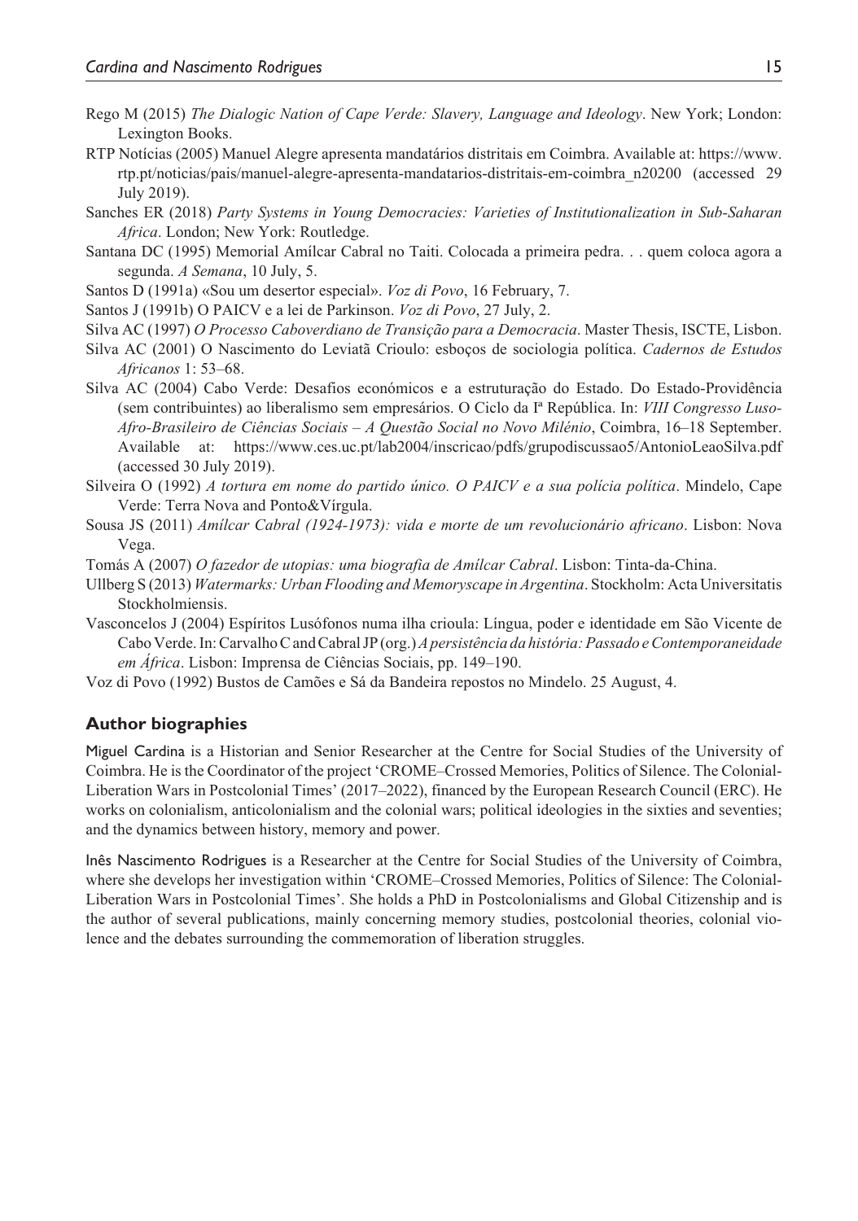Rego M (2015) *The Dialogic Nation of Cape Verde: Slavery, Language and Ideology*. New York; London: Lexington Books.

RTP Notícias (2005) Manuel Alegre apresenta mandatários distritais em Coimbra. Available at: https://www.rtp.pt/noticias/pais/manuel-alegre-apresenta-mandatarios-distritais-em-coimbra_n20200 (accessed 29 July 2019).

Sanches ER (2018) *Party Systems in Young Democracies: Varieties of Institutionalization in Sub-Saharan Africa*. London; New York: Routledge.

Santana DC (1995) Memorial Amílcar Cabral no Taiti. Colocada a primeira pedra. . . quem coloca agora a segunda. *A Semana*, 10 July, 5.

Santos D (1991a) «Sou um desertor especial». *Voz di Povo*, 16 February, 7.

Santos J (1991b) O PAICV e a lei de Parkinson. *Voz di Povo*, 27 July, 2.

Silva AC (1997) *O Processo Caboverdiano de Transição para a Democracia*. Master Thesis, ISCTE, Lisbon.

Silva AC (2001) O Nascimento do Leviatã Crioulo: esboços de sociologia política. *Cadernos de Estudos Africanos* 1: 53–68.

Silva AC (2004) Cabo Verde: Desafios económicos e a estruturação do Estado. Do Estado-Providência (sem contribuintes) ao liberalismo sem empresários. O Ciclo da Iª República. In: *VIII Congresso Luso-Afro-Brasileiro de Ciências Sociais – A Questão Social no Novo Milénio*, Coimbra, 16–18 September. Available at: https://www.ces.uc.pt/lab2004/inscricao/pdfs/grupodiscussao5/AntonioLeaoSilva.pdf (accessed 30 July 2019).

Silveira O (1992) *A tortura em nome do partido único. O PAICV e a sua polícia política*. Mindelo, Cape Verde: Terra Nova and Ponto&Vírgula.

Sousa JS (2011) *Amílcar Cabral (1924-1973): vida e morte de um revolucionário africano*. Lisbon: Nova Vega.

Tomás A (2007) *O fazedor de utopias: uma biografia de Amílcar Cabral*. Lisbon: Tinta-da-China.

Ullberg S (2013) *Watermarks: Urban Flooding and Memoryscape in Argentina*. Stockholm: Acta Universitatis Stockholmiensis.

Vasconcelos J (2004) Espíritos Lusófonos numa ilha crioula: Língua, poder e identidade em São Vicente de Cabo Verde. In: Carvalho C and Cabral JP (org.) *A persistência da história: Passado e Contemporaneidade em África*. Lisbon: Imprensa de Ciências Sociais, pp. 149–190.

Voz di Povo (1992) Bustos de Camões e Sá da Bandeira repostos no Mindelo. 25 August, 4.

## Author biographies

**Miguel Cardina** is a Historian and Senior Researcher at the Centre for Social Studies of the University of Coimbra. He is the Coordinator of the project 'CROME–Crossed Memories, Politics of Silence. The Colonial-Liberation Wars in Postcolonial Times' (2017–2022), financed by the European Research Council (ERC). He works on colonialism, anticolonialism and the colonial wars; political ideologies in the sixties and seventies; and the dynamics between history, memory and power.

**Inês Nascimento Rodrigues** is a Researcher at the Centre for Social Studies of the University of Coimbra, where she develops her investigation within 'CROME–Crossed Memories, Politics of Silence: The Colonial-Liberation Wars in Postcolonial Times'. She holds a PhD in Postcolonialisms and Global Citizenship and is the author of several publications, mainly concerning memory studies, postcolonial theories, colonial violence and the debates surrounding the commemoration of liberation struggles.